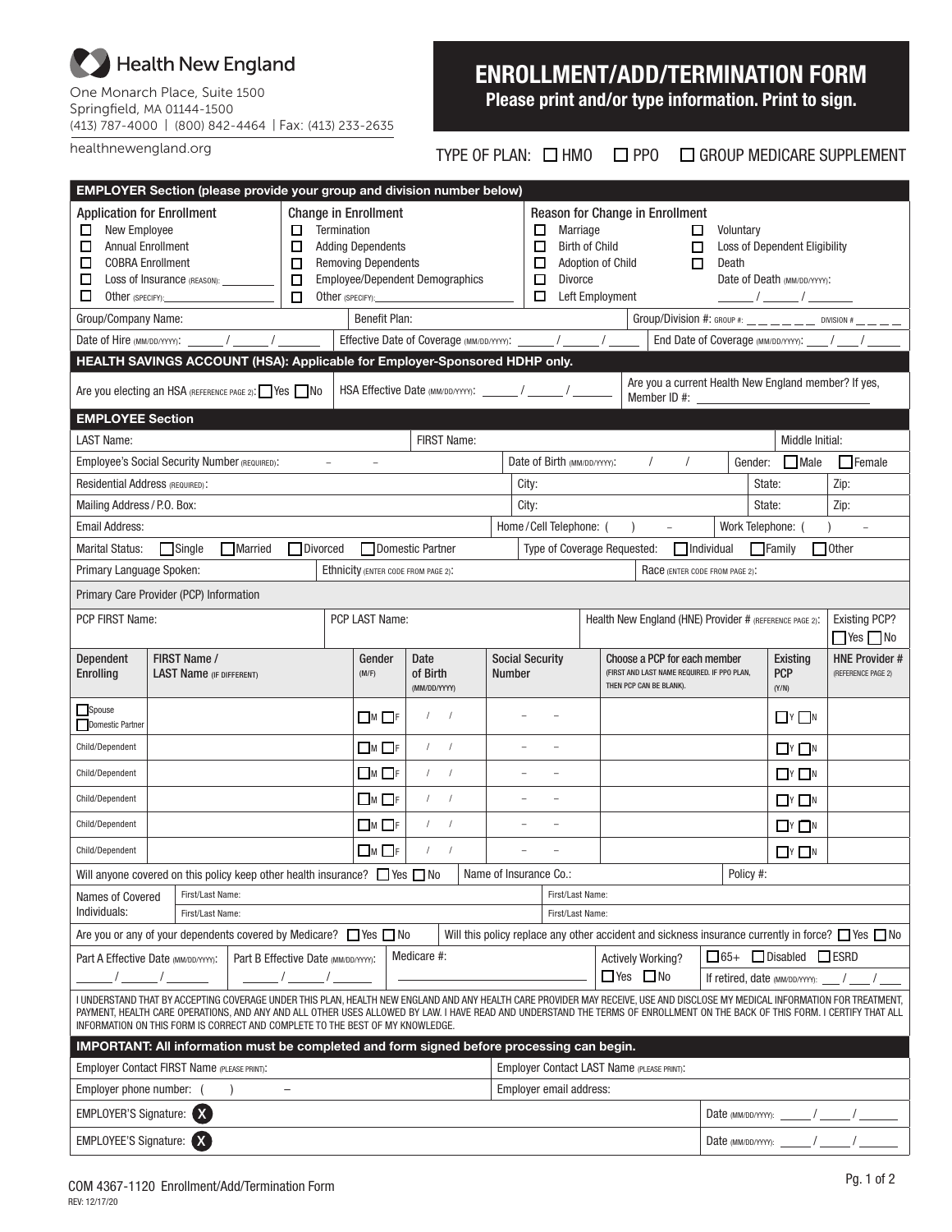Health New England

One Monarch Place, Suite 1500
Springfield, MA 01144-1500
(413) 787-4000 | (800) 842-4464 | Fax: (413) 233-2635

healthnewengland.org

# ENROLLMENT/ADD/TERMINATION FORM

**Please print and/or type information. Print to sign.**

TYPE OF PLAN: ☐ HMO ☐ PPO ☐ GROUP MEDICARE SUPPLEMENT

## EMPLOYER Section (please provide your group and division number below)

| Application for Enrollment | Change in Enrollment | Reason for Change in Enrollment | |
|---|---|---|---|
| ☐ New Employee | ☐ Termination | ☐ Marriage | ☐ Voluntary |
| ☐ Annual Enrollment | ☐ Adding Dependents | ☐ Birth of Child | ☐ Loss of Dependent Eligibility |
| ☐ COBRA Enrollment | ☐ Removing Dependents | ☐ Adoption of Child | ☐ Death |
| ☐ Loss of Insurance (REASON): ________ | ☐ Employee/Dependent Demographics | ☐ Divorce | Date of Death (MM/DD/YYYY): ____ / ____ / ____ |
| ☐ Other (SPECIFY): ________ | ☐ Other (SPECIFY): ________ | ☐ Left Employment | |

Group/Company Name: | Benefit Plan: | Group/Division #: GROUP #: _ _ _ _ _ _ DIVISION # _ _ _ _

Date of Hire (MM/DD/YYYY): ____ / ____ / ____ | Effective Date of Coverage (MM/DD/YYYY): ____ / ____ / ____ | End Date of Coverage (MM/DD/YYYY): ____ / ____ / ____

## HEALTH SAVINGS ACCOUNT (HSA): Applicable for Employer-Sponsored HDHP only.

Are you electing an HSA (REFERENCE PAGE 2): ☐ Yes ☐ No | HSA Effective Date (MM/DD/YYYY): ____ / ____ / ____ | Are you a current Health New England member? If yes, Member ID #: ________

## EMPLOYEE Section

LAST Name: | FIRST Name: | Middle Initial:

Employee's Social Security Number (REQUIRED): ___ – ___ – ___ | Date of Birth (MM/DD/YYYY): / / | Gender: ☐ Male ☐ Female

Residential Address (REQUIRED): | City: | State: | Zip:

Mailing Address / P.O. Box: | City: | State: | Zip:

Email Address: | Home / Cell Telephone: ( ) – | Work Telephone: ( ) –

Marital Status: ☐ Single ☐ Married ☐ Divorced ☐ Domestic Partner | Type of Coverage Requested: ☐ Individual ☐ Family ☐ Other

Primary Language Spoken: | Ethnicity (ENTER CODE FROM PAGE 2): | Race (ENTER CODE FROM PAGE 2):

### Primary Care Provider (PCP) Information

PCP FIRST Name: | PCP LAST Name: | Health New England (HNE) Provider # (REFERENCE PAGE 2): | Existing PCP? ☐ Yes ☐ No

| Dependent Enrolling | FIRST Name / LAST Name (IF DIFFERENT) | Gender (M/F) | Date of Birth (MM/DD/YYYY) | Social Security Number | Choose a PCP for each member (FIRST AND LAST NAME REQUIRED. IF PPO PLAN, THEN PCP CAN BE BLANK). | Existing PCP (Y/N) | HNE Provider # (REFERENCE PAGE 2) |
|---|---|---|---|---|---|---|---|
| ☐ Spouse ☐ Domestic Partner | | ☐ M ☐ F | / / | – – | | ☐ Y ☐ N | |
| Child/Dependent | | ☐ M ☐ F | / / | – – | | ☐ Y ☐ N | |
| Child/Dependent | | ☐ M ☐ F | / / | – – | | ☐ Y ☐ N | |
| Child/Dependent | | ☐ M ☐ F | / / | – – | | ☐ Y ☐ N | |
| Child/Dependent | | ☐ M ☐ F | / / | – – | | ☐ Y ☐ N | |
| Child/Dependent | | ☐ M ☐ F | / / | – – | | ☐ Y ☐ N | |

Will anyone covered on this policy keep other health insurance? ☐ Yes ☐ No | Name of Insurance Co.: | Policy #:

Names of Covered Individuals: First/Last Name: | First/Last Name: | First/Last Name: | First/Last Name:

Are you or any of your dependents covered by Medicare? ☐ Yes ☐ No | Will this policy replace any other accident and sickness insurance currently in force? ☐ Yes ☐ No

Part A Effective Date (MM/DD/YYYY): ____ / ____ / ____ | Part B Effective Date (MM/DD/YYYY): ____ / ____ / ____ | Medicare #: ________ | Actively Working? ☐ Yes ☐ No | ☐ 65+ ☐ Disabled ☐ ESRD | If retired, date (MM/DD/YYYY): ___ / ___ / ___

I UNDERSTAND THAT BY ACCEPTING COVERAGE UNDER THIS PLAN, HEALTH NEW ENGLAND AND ANY HEALTH CARE PROVIDER MAY RECEIVE, USE AND DISCLOSE MY MEDICAL INFORMATION FOR TREATMENT, PAYMENT, HEALTH CARE OPERATIONS, AND ANY AND ALL OTHER USES ALLOWED BY LAW. I HAVE READ AND UNDERSTAND THE TERMS OF ENROLLMENT ON THE BACK OF THIS FORM. I CERTIFY THAT ALL INFORMATION ON THIS FORM IS CORRECT AND COMPLETE TO THE BEST OF MY KNOWLEDGE.

## IMPORTANT: All information must be completed and form signed before processing can begin.

Employer Contact FIRST Name (PLEASE PRINT): | Employer Contact LAST Name (PLEASE PRINT):

Employer phone number: ( ) – | Employer email address:

EMPLOYER'S Signature: X | Date (MM/DD/YYYY): ____ / ____ / ____

EMPLOYEE'S Signature: X | Date (MM/DD/YYYY): ____ / ____ / ____

COM 4367-1120 Enrollment/Add/Termination Form
REV: 12/17/20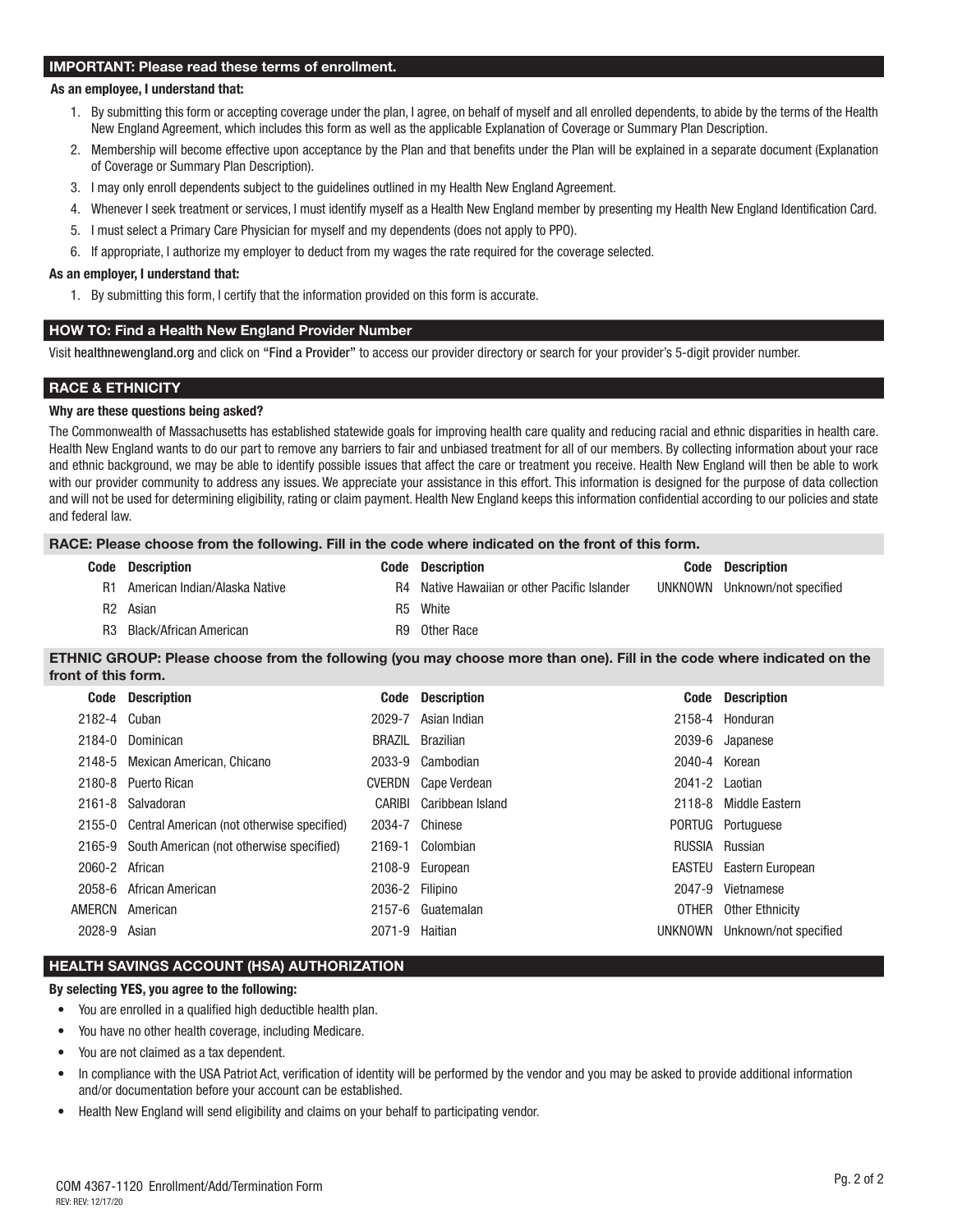## IMPORTANT: Please read these terms of enrollment.

**As an employee, I understand that:**

1. By submitting this form or accepting coverage under the plan, I agree, on behalf of myself and all enrolled dependents, to abide by the terms of the Health New England Agreement, which includes this form as well as the applicable Explanation of Coverage or Summary Plan Description.
2. Membership will become effective upon acceptance by the Plan and that benefits under the Plan will be explained in a separate document (Explanation of Coverage or Summary Plan Description).
3. I may only enroll dependents subject to the guidelines outlined in my Health New England Agreement.
4. Whenever I seek treatment or services, I must identify myself as a Health New England member by presenting my Health New England Identification Card.
5. I must select a Primary Care Physician for myself and my dependents (does not apply to PPO).
6. If appropriate, I authorize my employer to deduct from my wages the rate required for the coverage selected.

**As an employer, I understand that:**

1. By submitting this form, I certify that the information provided on this form is accurate.

## HOW TO: Find a Health New England Provider Number

Visit healthnewengland.org and click on "Find a Provider" to access our provider directory or search for your provider's 5-digit provider number.

## RACE & ETHNICITY

**Why are these questions being asked?**

The Commonwealth of Massachusetts has established statewide goals for improving health care quality and reducing racial and ethnic disparities in health care. Health New England wants to do our part to remove any barriers to fair and unbiased treatment for all of our members. By collecting information about your race and ethnic background, we may be able to identify possible issues that affect the care or treatment you receive. Health New England will then be able to work with our provider community to address any issues. We appreciate your assistance in this effort. This information is designed for the purpose of data collection and will not be used for determining eligibility, rating or claim payment. Health New England keeps this information confidential according to our policies and state and federal law.

### RACE: Please choose from the following. Fill in the code where indicated on the front of this form.

| Code | Description | Code | Description | Code | Description |
|---|---|---|---|---|---|
| R1 | American Indian/Alaska Native | R4 | Native Hawaiian or other Pacific Islander | UNKNOWN | Unknown/not specified |
| R2 | Asian | R5 | White | | |
| R3 | Black/African American | R9 | Other Race | | |

### ETHNIC GROUP: Please choose from the following (you may choose more than one). Fill in the code where indicated on the front of this form.

| Code | Description | Code | Description | Code | Description |
|---|---|---|---|---|---|
| 2182-4 | Cuban | 2029-7 | Asian Indian | 2158-4 | Honduran |
| 2184-0 | Dominican | BRAZIL | Brazilian | 2039-6 | Japanese |
| 2148-5 | Mexican American, Chicano | 2033-9 | Cambodian | 2040-4 | Korean |
| 2180-8 | Puerto Rican | CVERDN | Cape Verdean | 2041-2 | Laotian |
| 2161-8 | Salvadoran | CARIBI | Caribbean Island | 2118-8 | Middle Eastern |
| 2155-0 | Central American (not otherwise specified) | 2034-7 | Chinese | PORTUG | Portuguese |
| 2165-9 | South American (not otherwise specified) | 2169-1 | Colombian | RUSSIA | Russian |
| 2060-2 | African | 2108-9 | European | EASTEU | Eastern European |
| 2058-6 | African American | 2036-2 | Filipino | 2047-9 | Vietnamese |
| AMERCN | American | 2157-6 | Guatemalan | OTHER | Other Ethnicity |
| 2028-9 | Asian | 2071-9 | Haitian | UNKNOWN | Unknown/not specified |

## HEALTH SAVINGS ACCOUNT (HSA) AUTHORIZATION

**By selecting YES, you agree to the following:**

- You are enrolled in a qualified high deductible health plan.
- You have no other health coverage, including Medicare.
- You are not claimed as a tax dependent.
- In compliance with the USA Patriot Act, verification of identity will be performed by the vendor and you may be asked to provide additional information and/or documentation before your account can be established.
- Health New England will send eligibility and claims on your behalf to participating vendor.

COM 4367-1120 Enrollment/Add/Termination Form
REV: REV: 12/17/20